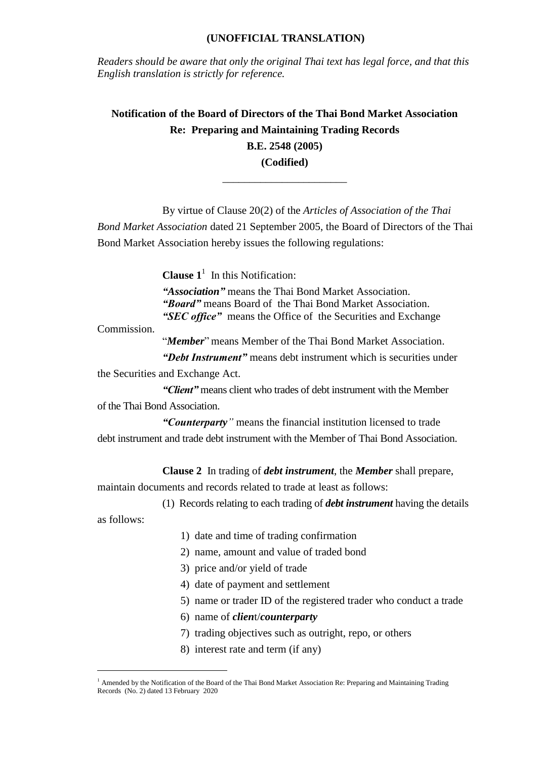**(UNOFFICIAL TRANSLATION)**

*Readers should be aware that only the original Thai text has legal force, and that this English translation is strictly for reference.*

# Notification of the Board of Directors of the Thai Bond Market Association
## Re: Preparing and Maintaining Trading Records
## B.E. 2548 (2005)
## (Codified)

---

By virtue of Clause 20(2) of the *Articles of Association of the Thai Bond Market Association* dated 21 September 2005, the Board of Directors of the Thai Bond Market Association hereby issues the following regulations:

**Clause 1**[1] In this Notification:

***"Association"*** means the Thai Bond Market Association.
***"Board"*** means Board of the Thai Bond Market Association.
***"SEC office"*** means the Office of the Securities and Exchange Commission.
"***Member***" means Member of the Thai Bond Market Association.

***"Debt Instrument"*** means debt instrument which is securities under the Securities and Exchange Act.

***"Client"*** means client who trades of debt instrument with the Member of the Thai Bond Association.

***"Counterparty"*** means the financial institution licensed to trade debt instrument and trade debt instrument with the Member of Thai Bond Association.

**Clause 2** In trading of ***debt instrument***, the ***Member*** shall prepare, maintain documents and records related to trade at least as follows:

(1) Records relating to each trading of ***debt instrument*** having the details as follows:

1) date and time of trading confirmation
2) name, amount and value of traded bond
3) price and/or yield of trade
4) date of payment and settlement
5) name or trader ID of the registered trader who conduct a trade
6) name of ***client***/***counterparty***
7) trading objectives such as outright, repo, or others
8) interest rate and term (if any)

---

[1] Amended by the Notification of the Board of the Thai Bond Market Association Re: Preparing and Maintaining Trading Records (No. 2) dated 13 February 2020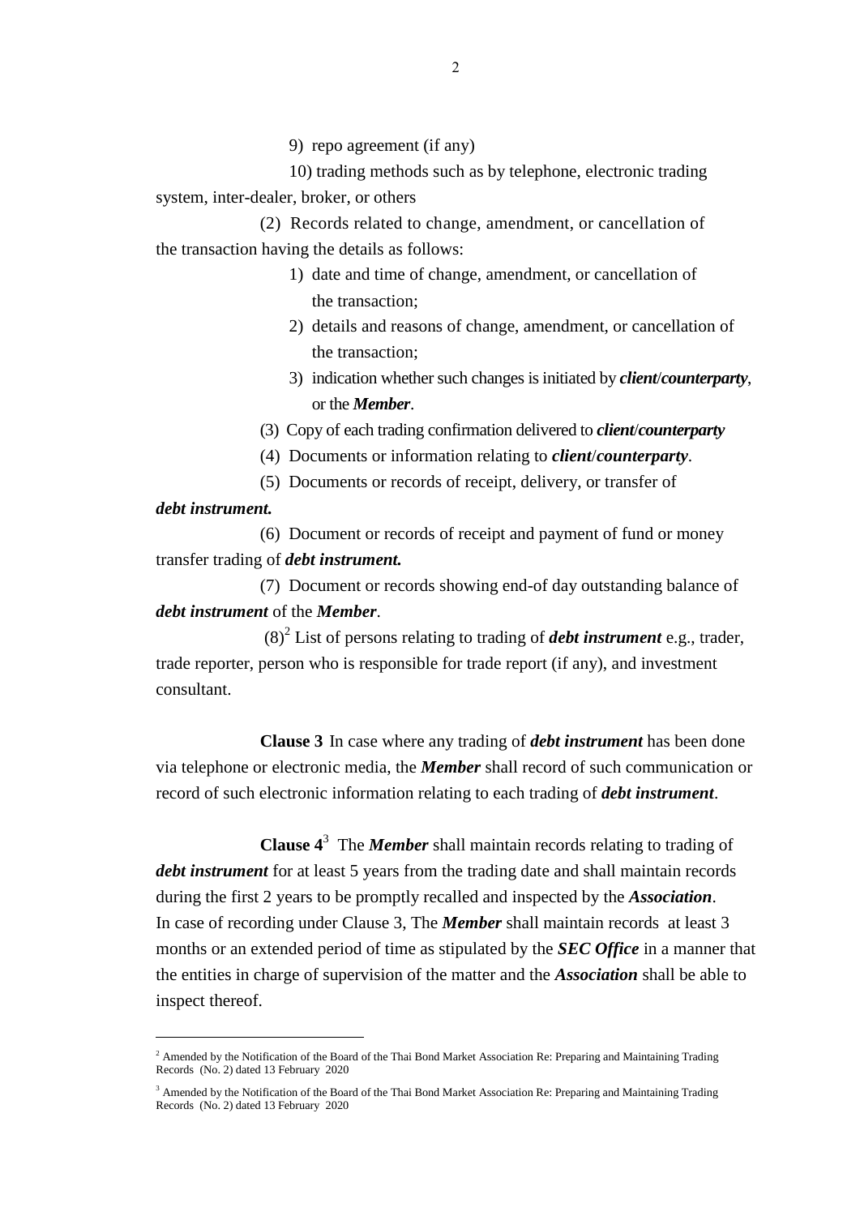9) repo agreement (if any)

10) trading methods such as by telephone, electronic trading system, inter-dealer, broker, or others

(2) Records related to change, amendment, or cancellation of the transaction having the details as follows:

1) date and time of change, amendment, or cancellation of the transaction;
2) details and reasons of change, amendment, or cancellation of the transaction;
3) indication whether such changes is initiated by ***client***/***counterparty***, or the ***Member***.

(3) Copy of each trading confirmation delivered to ***client***/***counterparty***

(4) Documents or information relating to ***client***/***counterparty***.

(5) Documents or records of receipt, delivery, or transfer of ***debt instrument.***

(6) Document or records of receipt and payment of fund or money transfer trading of ***debt instrument.***

(7) Document or records showing end-of day outstanding balance of ***debt instrument*** of the ***Member***.

(8)[2] List of persons relating to trading of ***debt instrument*** e.g., trader, trade reporter, person who is responsible for trade report (if any), and investment consultant.

**Clause 3** In case where any trading of ***debt instrument*** has been done via telephone or electronic media, the ***Member*** shall record of such communication or record of such electronic information relating to each trading of ***debt instrument***.

**Clause 4**[3] The ***Member*** shall maintain records relating to trading of ***debt instrument*** for at least 5 years from the trading date and shall maintain records during the first 2 years to be promptly recalled and inspected by the ***Association***. In case of recording under Clause 3, The ***Member*** shall maintain records at least 3 months or an extended period of time as stipulated by the ***SEC Office*** in a manner that the entities in charge of supervision of the matter and the ***Association*** shall be able to inspect thereof.

---

[2] Amended by the Notification of the Board of the Thai Bond Market Association Re: Preparing and Maintaining Trading Records (No. 2) dated 13 February 2020

[3] Amended by the Notification of the Board of the Thai Bond Market Association Re: Preparing and Maintaining Trading Records (No. 2) dated 13 February 2020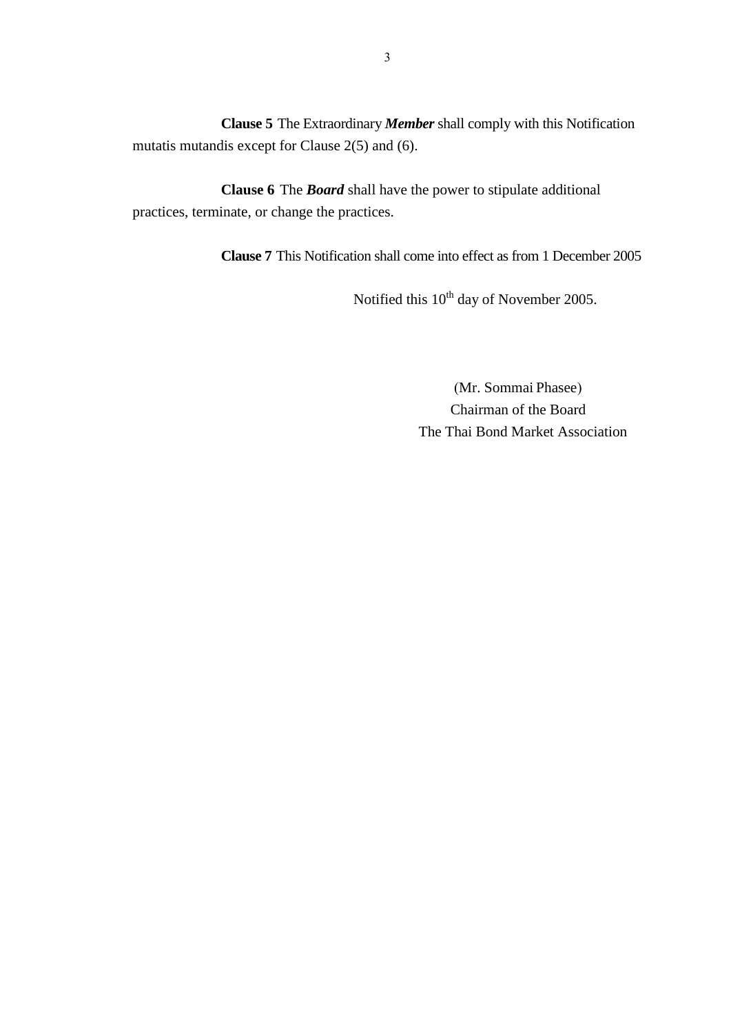**Clause 5** The Extraordinary ***Member*** shall comply with this Notification mutatis mutandis except for Clause 2(5) and (6).

**Clause 6** The ***Board*** shall have the power to stipulate additional practices, terminate, or change the practices.

**Clause 7** This Notification shall come into effect as from 1 December 2005

Notified this 10th day of November 2005.

(Mr. Sommai Phasee)
Chairman of the Board
The Thai Bond Market Association